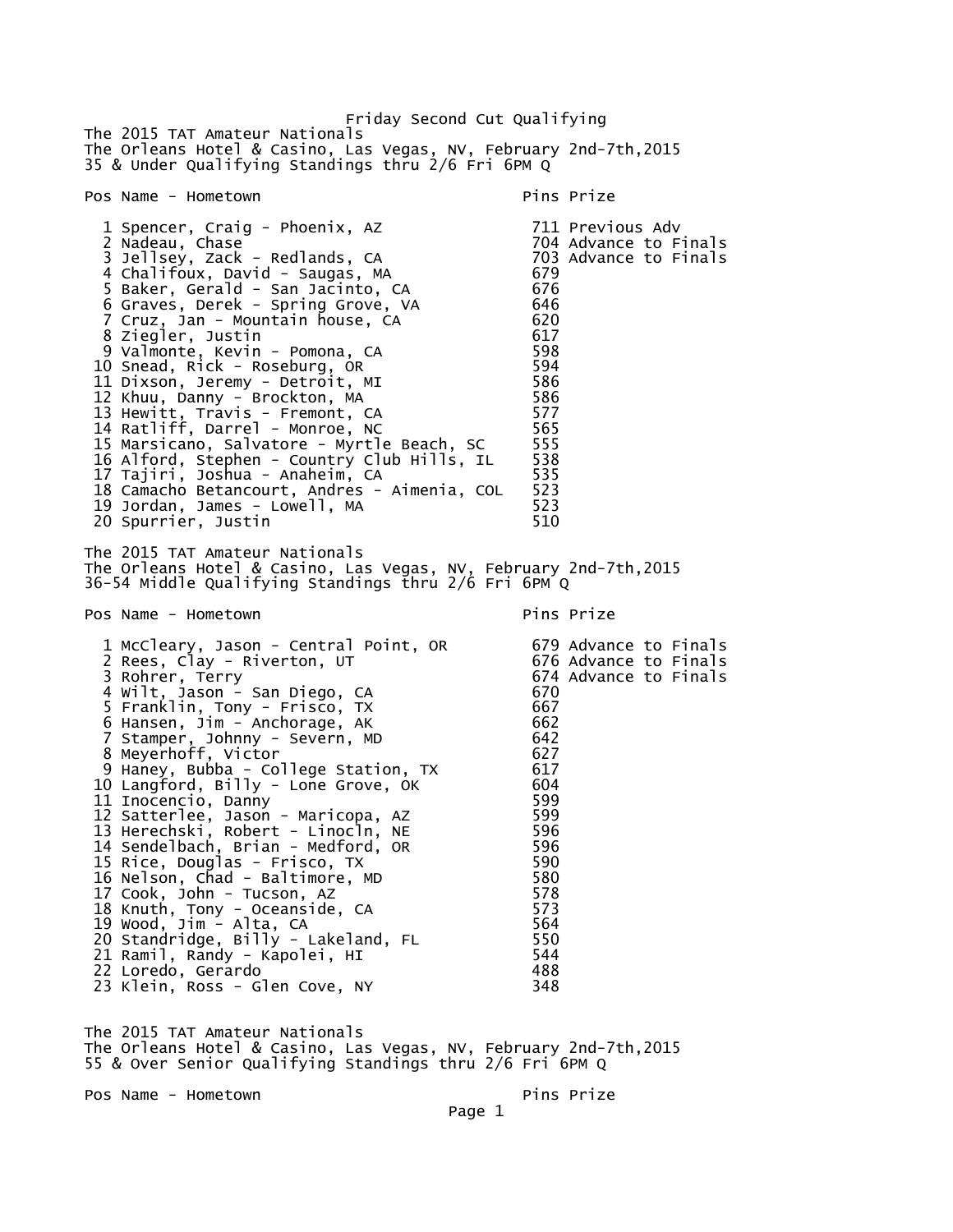# Friday Second Cut Qualifying

The 2015 TAT Amateur Nationals
The Orleans Hotel & Casino, Las Vegas, NV, February 2nd-7th,2015
35 & Under Qualifying Standings thru 2/6 Fri 6PM Q

| Pos | Name - Hometown | Pins | Prize |
|---|---|---|---|
| 1 | Spencer, Craig - Phoenix, AZ | 711 | Previous Adv |
| 2 | Nadeau, Chase | 704 | Advance to Finals |
| 3 | Jellsey, Zack - Redlands, CA | 703 | Advance to Finals |
| 4 | Chalifoux, David - Saugas, MA | 679 | |
| 5 | Baker, Gerald - San Jacinto, CA | 676 | |
| 6 | Graves, Derek - Spring Grove, VA | 646 | |
| 7 | Cruz, Jan - Mountain house, CA | 620 | |
| 8 | Ziegler, Justin | 617 | |
| 9 | Valmonte, Kevin - Pomona, CA | 598 | |
| 10 | Snead, Rick - Roseburg, OR | 594 | |
| 11 | Dixson, Jeremy - Detroit, MI | 586 | |
| 12 | Khuu, Danny - Brockton, MA | 586 | |
| 13 | Hewitt, Travis - Fremont, CA | 577 | |
| 14 | Ratliff, Darrel - Monroe, NC | 565 | |
| 15 | Marsicano, Salvatore - Myrtle Beach, SC | 555 | |
| 16 | Alford, Stephen - Country Club Hills, IL | 538 | |
| 17 | Tajiri, Joshua - Anaheim, CA | 535 | |
| 18 | Camacho Betancourt, Andres - Aimenia, COL | 523 | |
| 19 | Jordan, James - Lowell, MA | 523 | |
| 20 | Spurrier, Justin | 510 | |

The 2015 TAT Amateur Nationals
The Orleans Hotel & Casino, Las Vegas, NV, February 2nd-7th,2015
36-54 Middle Qualifying Standings thru 2/6 Fri 6PM Q

| Pos | Name - Hometown | Pins | Prize |
|---|---|---|---|
| 1 | McCleary, Jason - Central Point, OR | 679 | Advance to Finals |
| 2 | Rees, Clay - Riverton, UT | 676 | Advance to Finals |
| 3 | Rohrer, Terry | 674 | Advance to Finals |
| 4 | Wilt, Jason - San Diego, CA | 670 | |
| 5 | Franklin, Tony - Frisco, TX | 667 | |
| 6 | Hansen, Jim - Anchorage, AK | 662 | |
| 7 | Stamper, Johnny - Severn, MD | 642 | |
| 8 | Meyerhoff, Victor | 627 | |
| 9 | Haney, Bubba - College Station, TX | 617 | |
| 10 | Langford, Billy - Lone Grove, OK | 604 | |
| 11 | Inocencio, Danny | 599 | |
| 12 | Satterlee, Jason - Maricopa, AZ | 599 | |
| 13 | Herechski, Robert - Linocln, NE | 596 | |
| 14 | Sendelbach, Brian - Medford, OR | 596 | |
| 15 | Rice, Douglas - Frisco, TX | 590 | |
| 16 | Nelson, Chad - Baltimore, MD | 580 | |
| 17 | Cook, John - Tucson, AZ | 578 | |
| 18 | Knuth, Tony - Oceanside, CA | 573 | |
| 19 | Wood, Jim - Alta, CA | 564 | |
| 20 | Standridge, Billy - Lakeland, FL | 550 | |
| 21 | Ramil, Randy - Kapolei, HI | 544 | |
| 22 | Loredo, Gerardo | 488 | |
| 23 | Klein, Ross - Glen Cove, NY | 348 | |

The 2015 TAT Amateur Nationals
The Orleans Hotel & Casino, Las Vegas, NV, February 2nd-7th,2015
55 & Over Senior Qualifying Standings thru 2/6 Fri 6PM Q

| Pos | Name - Hometown | Pins | Prize |
|---|---|---|---|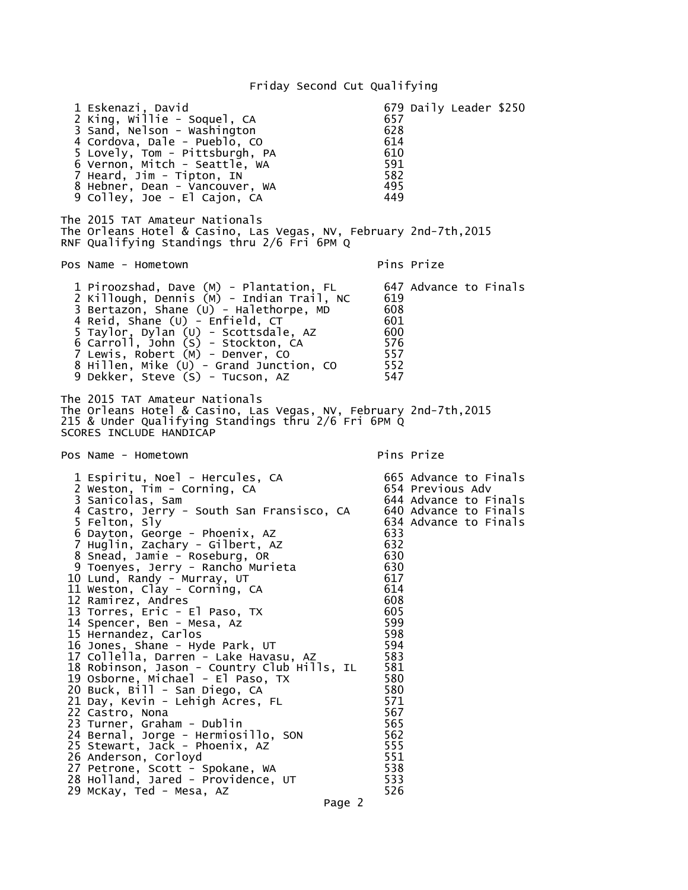Friday Second Cut Qualifying

| Pos | Name - Hometown | Pins | Prize |
|---|---|---|---|
| 1 | Eskenazi, David | 679 | Daily Leader $250 |
| 2 | King, Willie - Soquel, CA | 657 | |
| 3 | Sand, Nelson - Washington | 628 | |
| 4 | Cordova, Dale - Pueblo, CO | 614 | |
| 5 | Lovely, Tom - Pittsburgh, PA | 610 | |
| 6 | Vernon, Mitch - Seattle, WA | 591 | |
| 7 | Heard, Jim - Tipton, IN | 582 | |
| 8 | Hebner, Dean - Vancouver, WA | 495 | |
| 9 | Colley, Joe - El Cajon, CA | 449 | |

The 2015 TAT Amateur Nationals
The Orleans Hotel & Casino, Las Vegas, NV, February 2nd-7th,2015
RNF Qualifying Standings thru 2/6 Fri 6PM Q

| Pos | Name - Hometown | Pins | Prize |
|---|---|---|---|
| 1 | Piroozshad, Dave (M) - Plantation, FL | 647 | Advance to Finals |
| 2 | Killough, Dennis (M) - Indian Trail, NC | 619 | |
| 3 | Bertazon, Shane (U) - Halethorpe, MD | 608 | |
| 4 | Reid, Shane (U) - Enfield, CT | 601 | |
| 5 | Taylor, Dylan (U) - Scottsdale, AZ | 600 | |
| 6 | Carroll, John (S) - Stockton, CA | 576 | |
| 7 | Lewis, Robert (M) - Denver, CO | 557 | |
| 8 | Hillen, Mike (U) - Grand Junction, CO | 552 | |
| 9 | Dekker, Steve (S) - Tucson, AZ | 547 | |

The 2015 TAT Amateur Nationals
The Orleans Hotel & Casino, Las Vegas, NV, February 2nd-7th,2015
215 & Under Qualifying Standings thru 2/6 Fri 6PM Q
SCORES INCLUDE HANDICAP

| Pos | Name - Hometown | Pins | Prize |
|---|---|---|---|
| 1 | Espiritu, Noel - Hercules, CA | 665 | Advance to Finals |
| 2 | Weston, Tim - Corning, CA | 654 | Previous Adv |
| 3 | Sanicolas, Sam | 644 | Advance to Finals |
| 4 | Castro, Jerry - South San Fransisco, CA | 640 | Advance to Finals |
| 5 | Felton, Sly | 634 | Advance to Finals |
| 6 | Dayton, George - Phoenix, AZ | 633 | |
| 7 | Huglin, Zachary - Gilbert, AZ | 632 | |
| 8 | Snead, Jamie - Roseburg, OR | 630 | |
| 9 | Toenyes, Jerry - Rancho Murieta | 630 | |
| 10 | Lund, Randy - Murray, UT | 617 | |
| 11 | Weston, Clay - Corning, CA | 614 | |
| 12 | Ramirez, Andres | 608 | |
| 13 | Torres, Eric - El Paso, TX | 605 | |
| 14 | Spencer, Ben - Mesa, AZ | 599 | |
| 15 | Hernandez, Carlos | 598 | |
| 16 | Jones, Shane - Hyde Park, UT | 594 | |
| 17 | Collella, Darren - Lake Havasu, AZ | 583 | |
| 18 | Robinson, Jason - Country Club Hills, IL | 581 | |
| 19 | Osborne, Michael - El Paso, TX | 580 | |
| 20 | Buck, Bill - San Diego, CA | 580 | |
| 21 | Day, Kevin - Lehigh Acres, FL | 571 | |
| 22 | Castro, Nona | 567 | |
| 23 | Turner, Graham - Dublin | 565 | |
| 24 | Bernal, Jorge - Hermiosillo, SON | 562 | |
| 25 | Stewart, Jack - Phoenix, AZ | 555 | |
| 26 | Anderson, Corloyd | 551 | |
| 27 | Petrone, Scott - Spokane, WA | 538 | |
| 28 | Holland, Jared - Providence, UT | 533 | |
| 29 | McKay, Ted - Mesa, AZ | 526 | |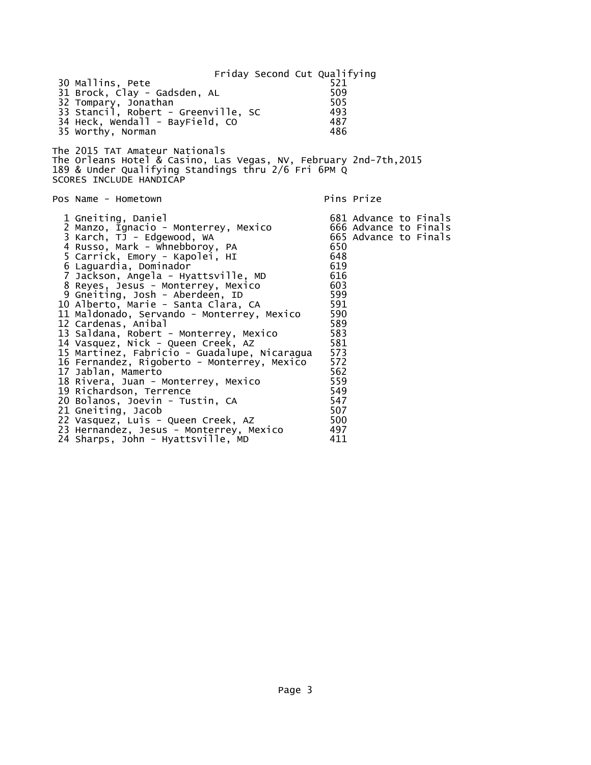Friday Second Cut Qualifying

| | | |
|---|---|---|
| 30 | Mallins, Pete | 521 |
| 31 | Brock, Clay - Gadsden, AL | 509 |
| 32 | Tompary, Jonathan | 505 |
| 33 | Stancil, Robert - Greenville, SC | 493 |
| 34 | Heck, Wendall - BayField, CO | 487 |
| 35 | Worthy, Norman | 486 |

The 2015 TAT Amateur Nationals
The Orleans Hotel & Casino, Las Vegas, NV, February 2nd-7th,2015
189 & Under Qualifying Standings thru 2/6 Fri 6PM Q
SCORES INCLUDE HANDICAP

| Pos | Name - Hometown | Pins | Prize |
|---|---|---|---|
| 1 | Gneiting, Daniel | 681 | Advance to Finals |
| 2 | Manzo, Ignacio - Monterrey, Mexico | 666 | Advance to Finals |
| 3 | Karch, TJ - Edgewood, WA | 665 | Advance to Finals |
| 4 | Russo, Mark - Whnebboroy, PA | 650 | |
| 5 | Carrick, Emory - Kapolei, HI | 648 | |
| 6 | Laguardia, Dominador | 619 | |
| 7 | Jackson, Angela - Hyattsville, MD | 616 | |
| 8 | Reyes, Jesus - Monterrey, Mexico | 603 | |
| 9 | Gneiting, Josh - Aberdeen, ID | 599 | |
| 10 | Alberto, Marie - Santa Clara, CA | 591 | |
| 11 | Maldonado, Servando - Monterrey, Mexico | 590 | |
| 12 | Cardenas, Anibal | 589 | |
| 13 | Saldana, Robert - Monterrey, Mexico | 583 | |
| 14 | Vasquez, Nick - Queen Creek, AZ | 581 | |
| 15 | Martinez, Fabricio - Guadalupe, Nicaragua | 573 | |
| 16 | Fernandez, Rigoberto - Monterrey, Mexico | 572 | |
| 17 | Jablan, Mamerto | 562 | |
| 18 | Rivera, Juan - Monterrey, Mexico | 559 | |
| 19 | Richardson, Terrence | 549 | |
| 20 | Bolanos, Joevin - Tustin, CA | 547 | |
| 21 | Gneiting, Jacob | 507 | |
| 22 | Vasquez, Luis - Queen Creek, AZ | 500 | |
| 23 | Hernandez, Jesus - Monterrey, Mexico | 497 | |
| 24 | Sharps, John - Hyattsville, MD | 411 | |